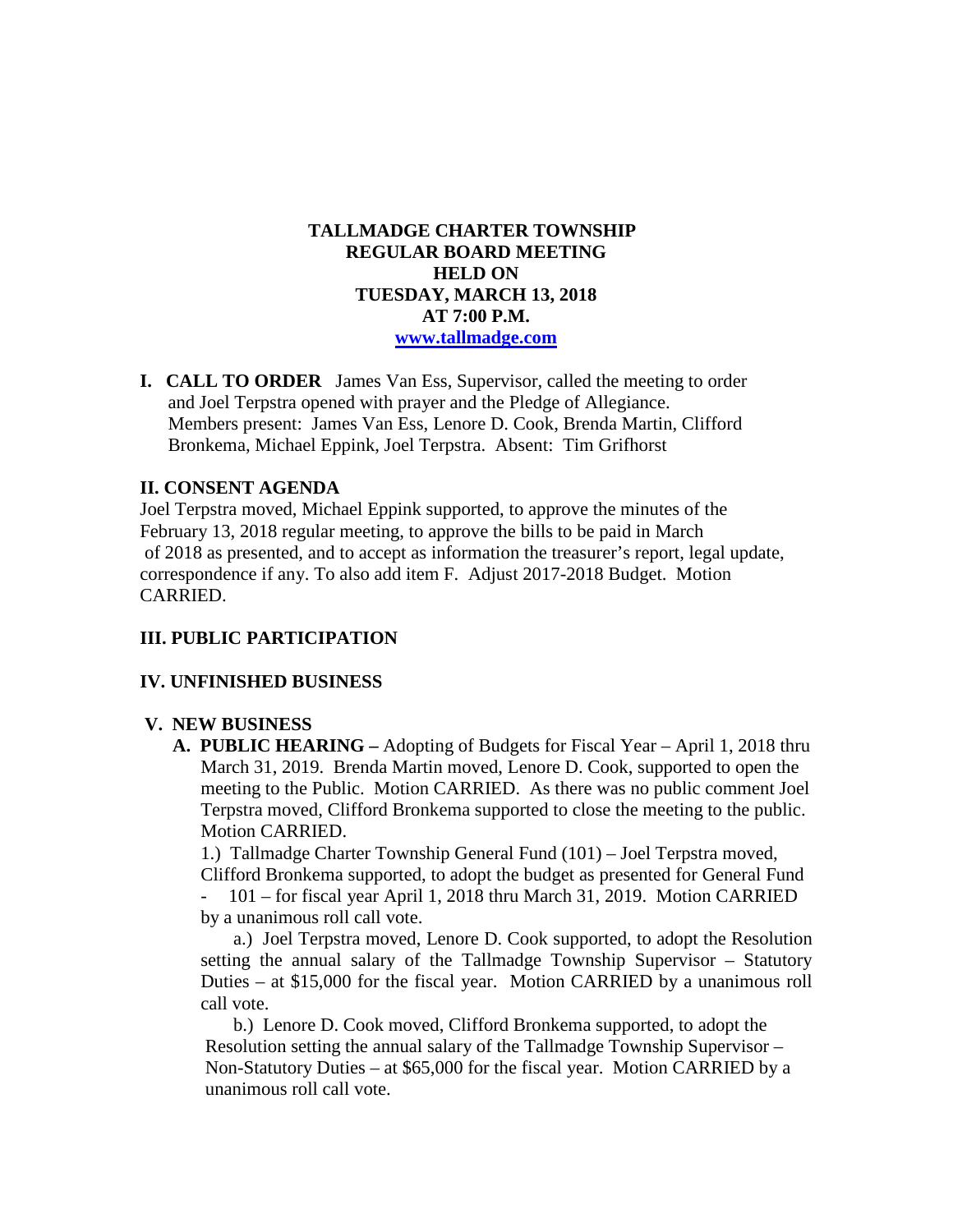**TALLMADGE CHARTER TOWNSHIP**
**REGULAR BOARD MEETING**
**HELD ON**
**TUESDAY, MARCH 13, 2018**
**AT 7:00 P.M.**
**[www.tallmadge.com](http://www.tallmadge.com)**

**I. CALL TO ORDER** James Van Ess, Supervisor, called the meeting to order and Joel Terpstra opened with prayer and the Pledge of Allegiance. Members present: James Van Ess, Lenore D. Cook, Brenda Martin, Clifford Bronkema, Michael Eppink, Joel Terpstra. Absent: Tim Grifhorst

## II. CONSENT AGENDA

Joel Terpstra moved, Michael Eppink supported, to approve the minutes of the February 13, 2018 regular meeting, to approve the bills to be paid in March of 2018 as presented, and to accept as information the treasurer's report, legal update, correspondence if any. To also add item F. Adjust 2017-2018 Budget. Motion CARRIED.

## III. PUBLIC PARTICIPATION

## IV. UNFINISHED BUSINESS

## V. NEW BUSINESS

**A. PUBLIC HEARING –** Adopting of Budgets for Fiscal Year – April 1, 2018 thru March 31, 2019. Brenda Martin moved, Lenore D. Cook, supported to open the meeting to the Public. Motion CARRIED. As there was no public comment Joel Terpstra moved, Clifford Bronkema supported to close the meeting to the public. Motion CARRIED.

1.) Tallmadge Charter Township General Fund (101) – Joel Terpstra moved, Clifford Bronkema supported, to adopt the budget as presented for General Fund - 101 – for fiscal year April 1, 2018 thru March 31, 2019. Motion CARRIED by a unanimous roll call vote.

a.) Joel Terpstra moved, Lenore D. Cook supported, to adopt the Resolution setting the annual salary of the Tallmadge Township Supervisor – Statutory Duties – at $15,000 for the fiscal year. Motion CARRIED by a unanimous roll call vote.

b.) Lenore D. Cook moved, Clifford Bronkema supported, to adopt the Resolution setting the annual salary of the Tallmadge Township Supervisor – Non-Statutory Duties – at $65,000 for the fiscal year. Motion CARRIED by a unanimous roll call vote.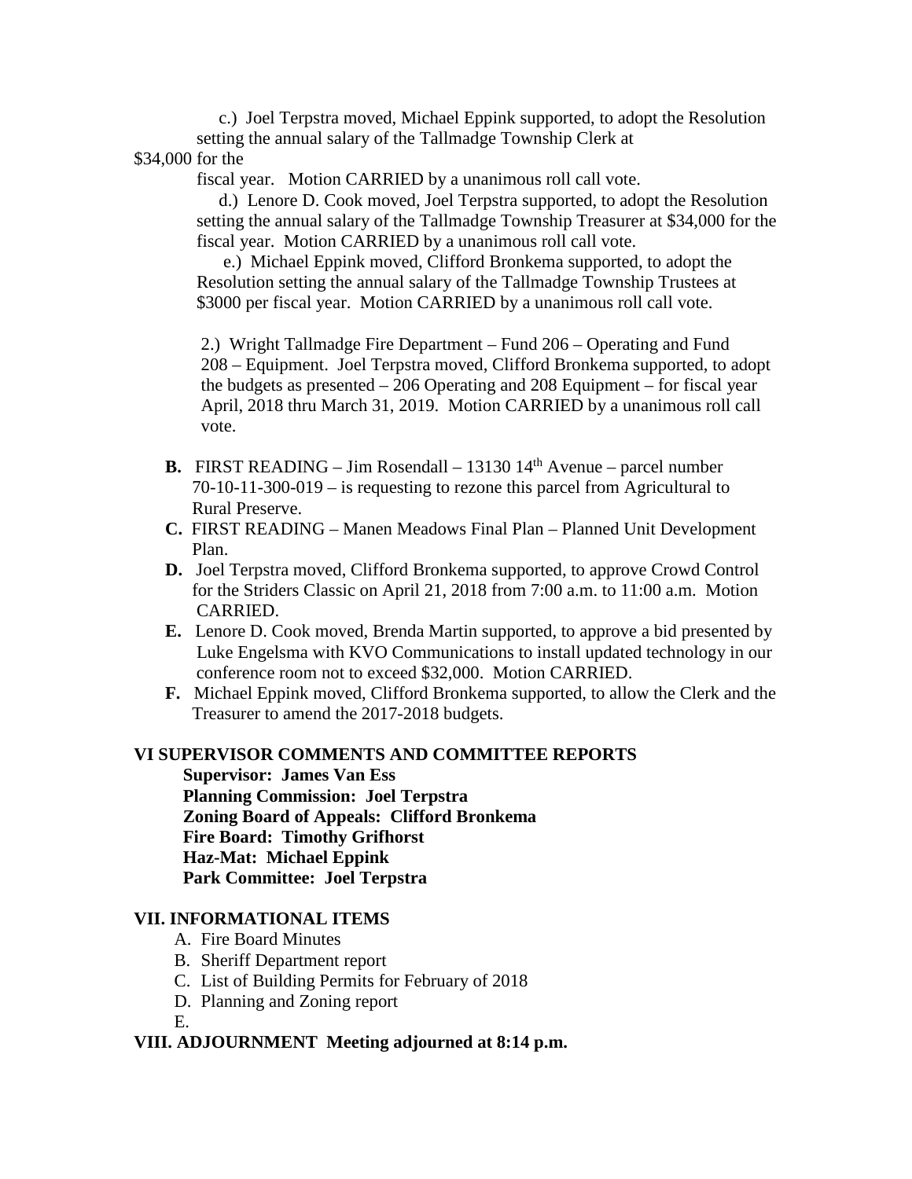c.) Joel Terpstra moved, Michael Eppink supported, to adopt the Resolution setting the annual salary of the Tallmadge Township Clerk at $34,000 for the fiscal year. Motion CARRIED by a unanimous roll call vote.

d.) Lenore D. Cook moved, Joel Terpstra supported, to adopt the Resolution setting the annual salary of the Tallmadge Township Treasurer at $34,000 for the fiscal year. Motion CARRIED by a unanimous roll call vote.

e.) Michael Eppink moved, Clifford Bronkema supported, to adopt the Resolution setting the annual salary of the Tallmadge Township Trustees at $3000 per fiscal year. Motion CARRIED by a unanimous roll call vote.

2.) Wright Tallmadge Fire Department – Fund 206 – Operating and Fund 208 – Equipment. Joel Terpstra moved, Clifford Bronkema supported, to adopt the budgets as presented – 206 Operating and 208 Equipment – for fiscal year April, 2018 thru March 31, 2019. Motion CARRIED by a unanimous roll call vote.

- **B.** FIRST READING – Jim Rosendall – 13130 14th Avenue – parcel number 70-10-11-300-019 – is requesting to rezone this parcel from Agricultural to Rural Preserve.
- **C.** FIRST READING – Manen Meadows Final Plan – Planned Unit Development Plan.
- **D.** Joel Terpstra moved, Clifford Bronkema supported, to approve Crowd Control for the Striders Classic on April 21, 2018 from 7:00 a.m. to 11:00 a.m. Motion CARRIED.
- **E.** Lenore D. Cook moved, Brenda Martin supported, to approve a bid presented by Luke Engelsma with KVO Communications to install updated technology in our conference room not to exceed $32,000. Motion CARRIED.
- **F.** Michael Eppink moved, Clifford Bronkema supported, to allow the Clerk and the Treasurer to amend the 2017-2018 budgets.

## VI SUPERVISOR COMMENTS AND COMMITTEE REPORTS

**Supervisor: James Van Ess**
**Planning Commission: Joel Terpstra**
**Zoning Board of Appeals: Clifford Bronkema**
**Fire Board: Timothy Grifhorst**
**Haz-Mat: Michael Eppink**
**Park Committee: Joel Terpstra**

## VII. INFORMATIONAL ITEMS

A. Fire Board Minutes
B. Sheriff Department report
C. List of Building Permits for February of 2018
D. Planning and Zoning report
E.

## VIII. ADJOURNMENT Meeting adjourned at 8:14 p.m.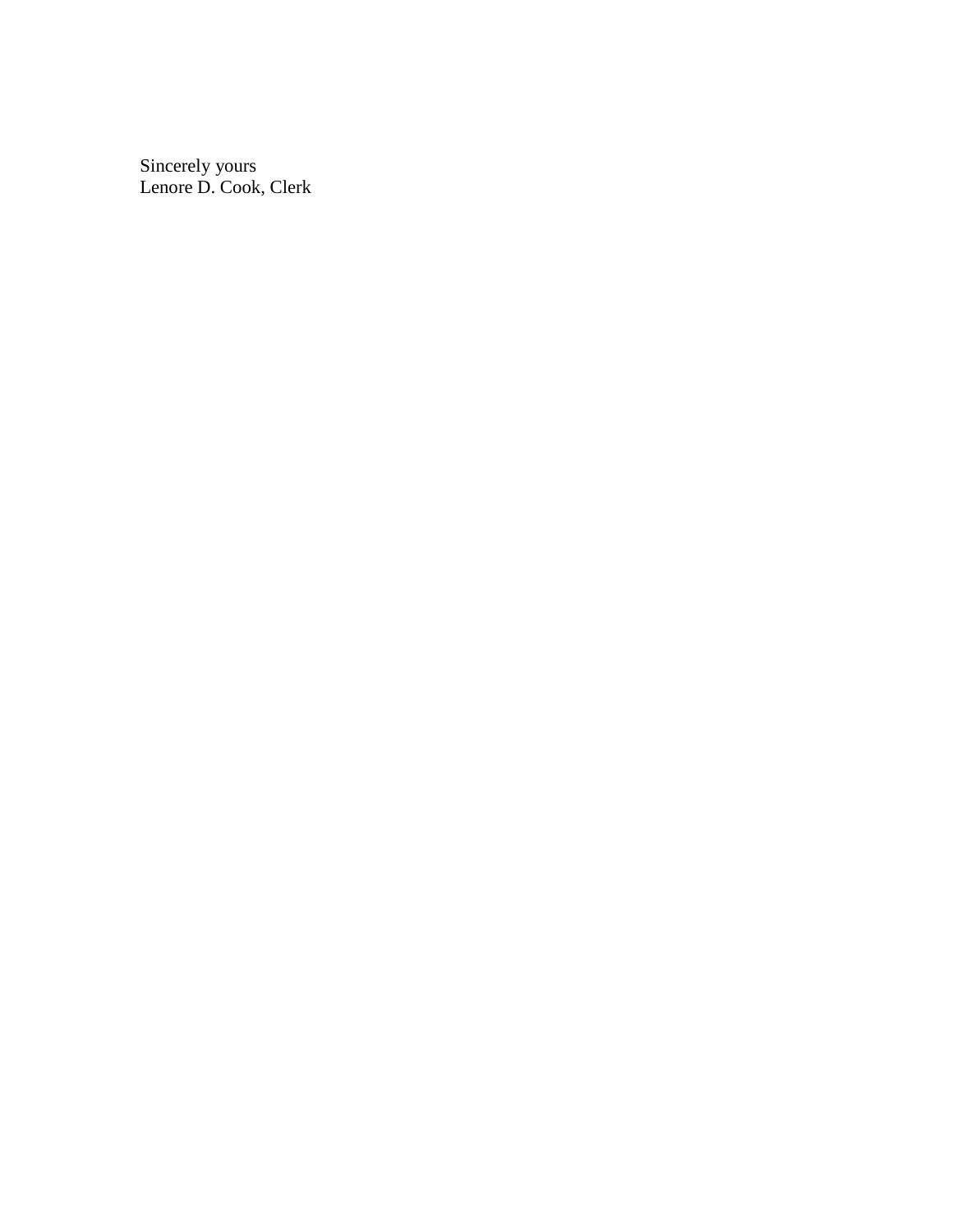Sincerely yours
Lenore D. Cook, Clerk